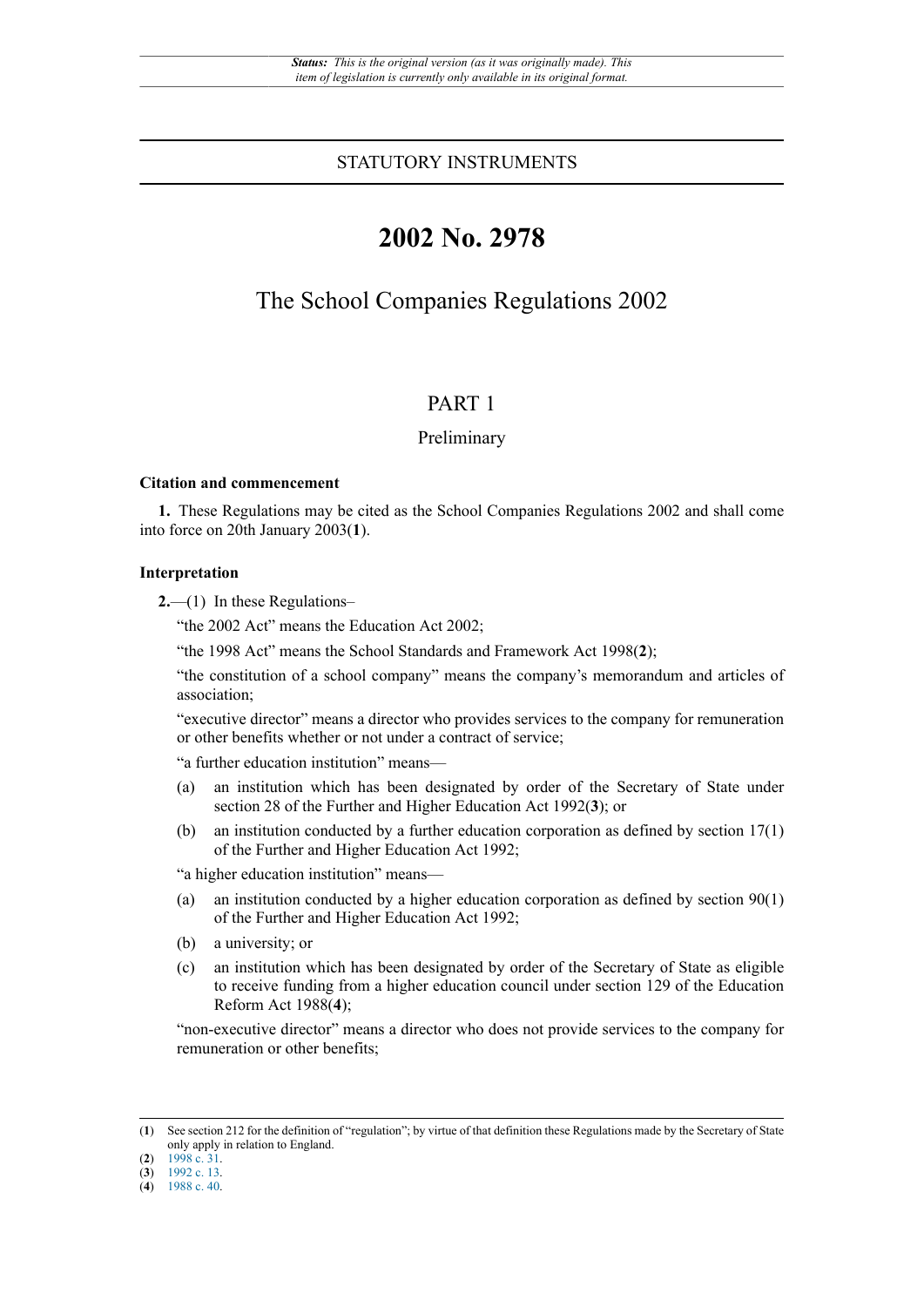*Status: This is the original version (as it was originally made). This item of legislation is currently only available in its original format.*

STATUTORY INSTRUMENTS

# 2002 No. 2978

## The School Companies Regulations 2002

## PART 1

### Preliminary

**Citation and commencement**

**1.** These Regulations may be cited as the School Companies Regulations 2002 and shall come into force on 20th January 2003([1]).

**Interpretation**

**2.**—(1) In these Regulations–

"the 2002 Act" means the Education Act 2002;

"the 1998 Act" means the School Standards and Framework Act 1998([2]);

"the constitution of a school company" means the company's memorandum and articles of association;

"executive director" means a director who provides services to the company for remuneration or other benefits whether or not under a contract of service;

"a further education institution" means—

(a) an institution which has been designated by order of the Secretary of State under section 28 of the Further and Higher Education Act 1992([3]); or

(b) an institution conducted by a further education corporation as defined by section 17(1) of the Further and Higher Education Act 1992;

"a higher education institution" means—

(a) an institution conducted by a higher education corporation as defined by section 90(1) of the Further and Higher Education Act 1992;

(b) a university; or

(c) an institution which has been designated by order of the Secretary of State as eligible to receive funding from a higher education council under section 129 of the Education Reform Act 1988([4]);

"non-executive director" means a director who does not provide services to the company for remuneration or other benefits;

---

([1]) See section 212 for the definition of "regulation"; by virtue of that definition these Regulations made by the Secretary of State only apply in relation to England.

([2]) 1998 c. 31.

([3]) 1992 c. 13.

([4]) 1988 c. 40.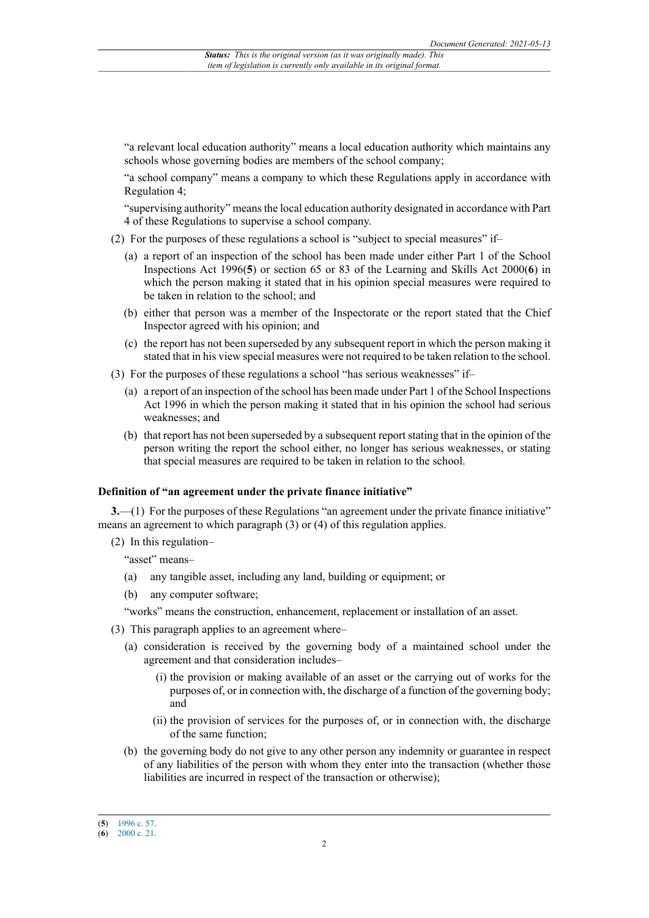"a relevant local education authority" means a local education authority which maintains any schools whose governing bodies are members of the school company;

"a school company" means a company to which these Regulations apply in accordance with Regulation 4;

"supervising authority" means the local education authority designated in accordance with Part 4 of these Regulations to supervise a school company.

(2) For the purposes of these regulations a school is "subject to special measures" if–

(a) a report of an inspection of the school has been made under either Part 1 of the School Inspections Act 1996(**5**) or section 65 or 83 of the Learning and Skills Act 2000(**6**) in which the person making it stated that in his opinion special measures were required to be taken in relation to the school; and

(b) either that person was a member of the Inspectorate or the report stated that the Chief Inspector agreed with his opinion; and

(c) the report has not been superseded by any subsequent report in which the person making it stated that in his view special measures were not required to be taken relation to the school.

(3) For the purposes of these regulations a school "has serious weaknesses" if–

(a) a report of an inspection of the school has been made under Part 1 of the School Inspections Act 1996 in which the person making it stated that in his opinion the school had serious weaknesses; and

(b) that report has not been superseded by a subsequent report stating that in the opinion of the person writing the report the school either, no longer has serious weaknesses, or stating that special measures are required to be taken in relation to the school.

### Definition of "an agreement under the private finance initiative"

**3.**—(1) For the purposes of these Regulations "an agreement under the private finance initiative" means an agreement to which paragraph (3) or (4) of this regulation applies.

(2) In this regulation–

"asset" means–

(a) any tangible asset, including any land, building or equipment; or

(b) any computer software;

"works" means the construction, enhancement, replacement or installation of an asset.

(3) This paragraph applies to an agreement where–

(a) consideration is received by the governing body of a maintained school under the agreement and that consideration includes–

(i) the provision or making available of an asset or the carrying out of works for the purposes of, or in connection with, the discharge of a function of the governing body; and

(ii) the provision of services for the purposes of, or in connection with, the discharge of the same function;

(b) the governing body do not give to any other person any indemnity or guarantee in respect of any liabilities of the person with whom they enter into the transaction (whether those liabilities are incurred in respect of the transaction or otherwise);

(**5**) 1996 c. 57.

(**6**) 2000 c. 21.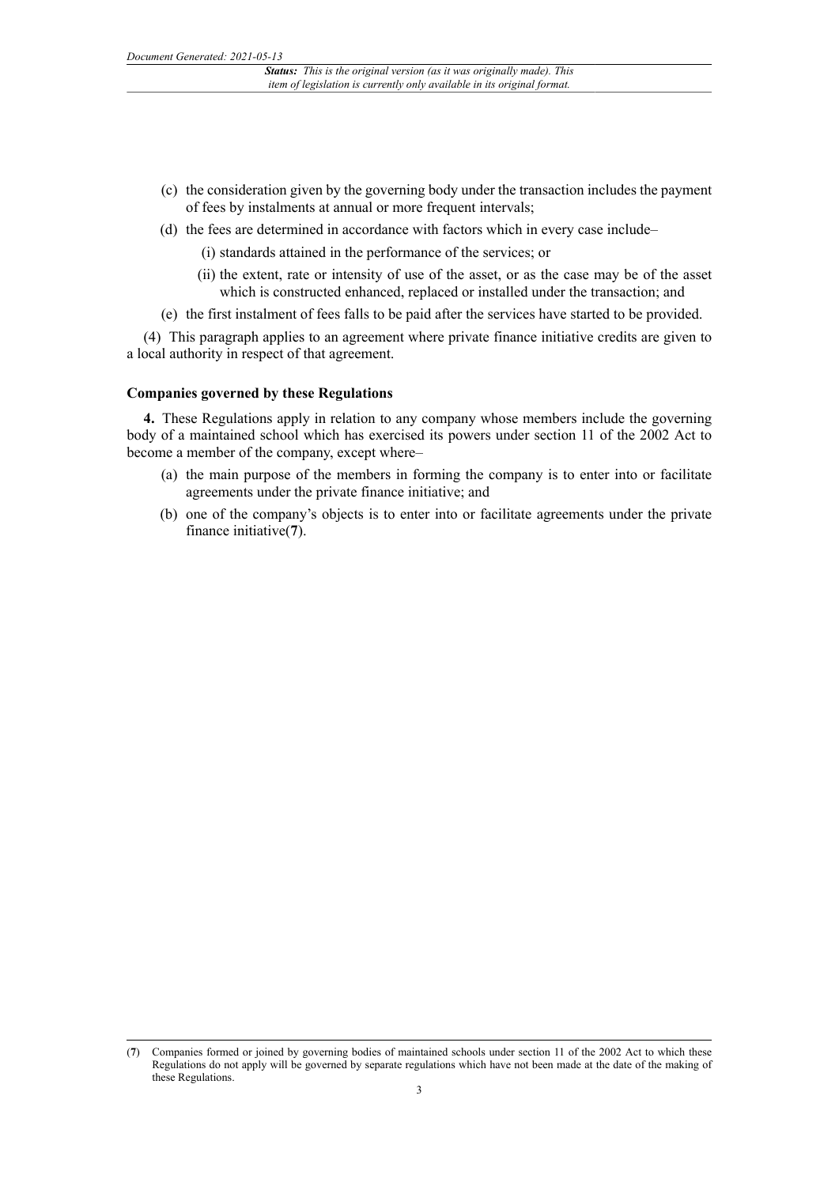(c) the consideration given by the governing body under the transaction includes the payment of fees by instalments at annual or more frequent intervals;

(d) the fees are determined in accordance with factors which in every case include–

(i) standards attained in the performance of the services; or

(ii) the extent, rate or intensity of use of the asset, or as the case may be of the asset which is constructed enhanced, replaced or installed under the transaction; and

(e) the first instalment of fees falls to be paid after the services have started to be provided.

(4) This paragraph applies to an agreement where private finance initiative credits are given to a local authority in respect of that agreement.

**Companies governed by these Regulations**

**4.** These Regulations apply in relation to any company whose members include the governing body of a maintained school which has exercised its powers under section 11 of the 2002 Act to become a member of the company, except where–

(a) the main purpose of the members in forming the company is to enter into or facilitate agreements under the private finance initiative; and

(b) one of the company's objects is to enter into or facilitate agreements under the private finance initiative(**7**).

---

(**7**) Companies formed or joined by governing bodies of maintained schools under section 11 of the 2002 Act to which these Regulations do not apply will be governed by separate regulations which have not been made at the date of the making of these Regulations.